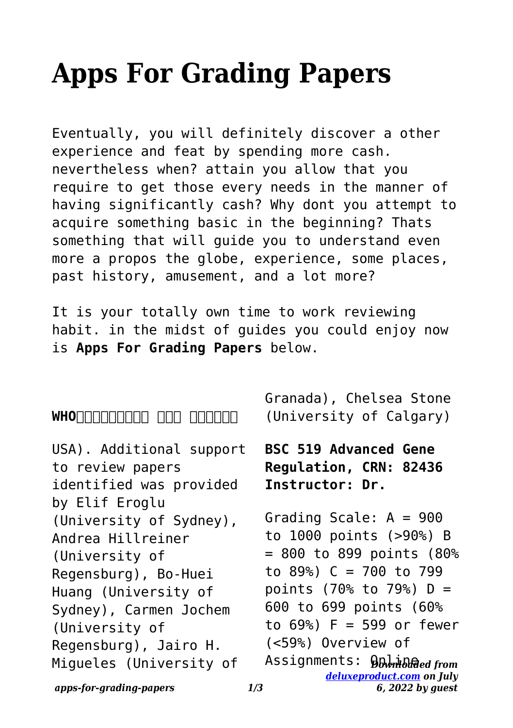# Apps For Grading Papers

Eventually, you will definitely discover a other experience and feat by spending more cash. nevertheless when? attain you allow that you require to get those every needs in the manner of having significantly cash? Why dont you attempt to acquire something basic in the beginning? Thats something that will guide you to understand even more a propos the globe, experience, some places, past history, amusement, and a lot more?

It is your totally own time to work reviewing habit. in the midst of guides you could enjoy now is **Apps For Grading Papers** below.

**WHO�������� ��� ������**

USA). Additional support to review papers identified was provided by Elif Eroglu (University of Sydney), Andrea Hillreiner (University of Regensburg), Bo-Huei Huang (University of Sydney), Carmen Jochem (University of Regensburg), Jairo H. Migueles (University of Granada), Chelsea Stone (University of Calgary)

**BSC 519 Advanced Gene Regulation, CRN: 82436 Instructor: Dr.**

Grading Scale: A = 900 to 1000 points (>90%) B = 800 to 899 points (80% to 89%) C = 700 to 799 points (70% to 79%) D = 600 to 699 points (60% to 69%) F = 599 or fewer (<59%) Overview of Assignments: Online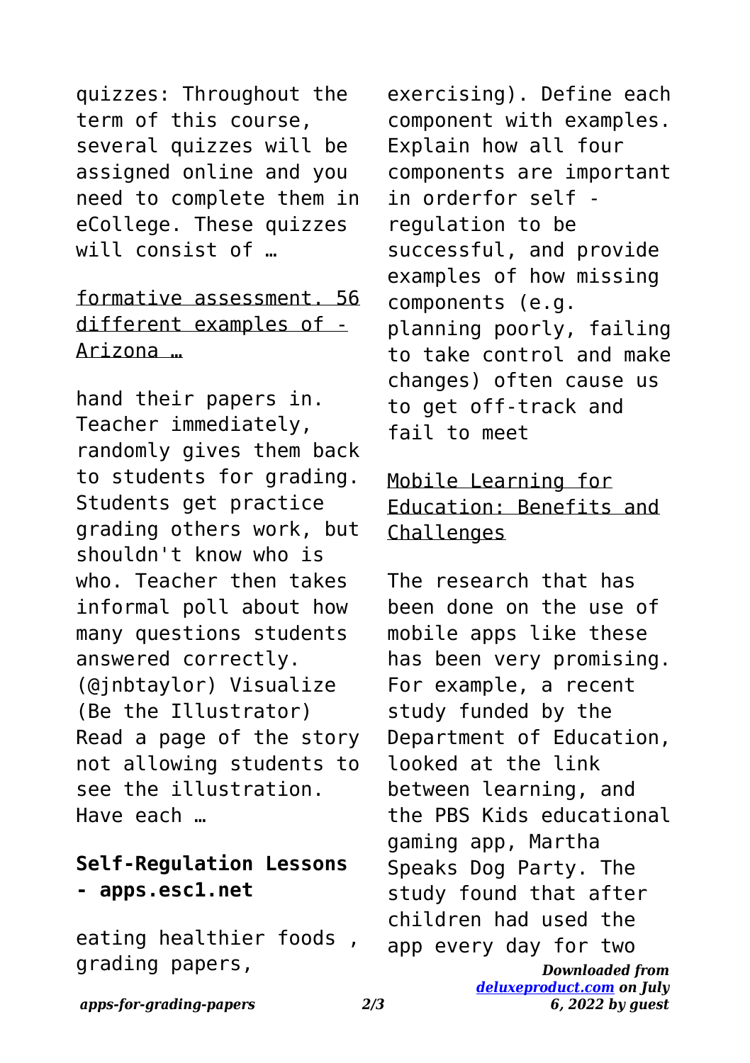quizzes: Throughout the term of this course, several quizzes will be assigned online and you need to complete them in eCollege. These quizzes will consist of …

## formative assessment. 56 different examples of - Arizona …

hand their papers in. Teacher immediately, randomly gives them back to students for grading. Students get practice grading others work, but shouldn't know who is who. Teacher then takes informal poll about how many questions students answered correctly. (@jnbtaylor) Visualize (Be the Illustrator) Read a page of the story not allowing students to see the illustration. Have each …

## Self-Regulation Lessons - apps.esc1.net

eating healthier foods , grading papers, exercising). Define each component with examples. Explain how all four components are important in orderfor self - regulation to be successful, and provide examples of how missing components (e.g. planning poorly, failing to take control and make changes) often cause us to get off-track and fail to meet

## Mobile Learning for Education: Benefits and Challenges

The research that has been done on the use of mobile apps like these has been very promising. For example, a recent study funded by the Department of Education, looked at the link between learning, and the PBS Kids educational gaming app, Martha Speaks Dog Party. The study found that after children had used the app every day for two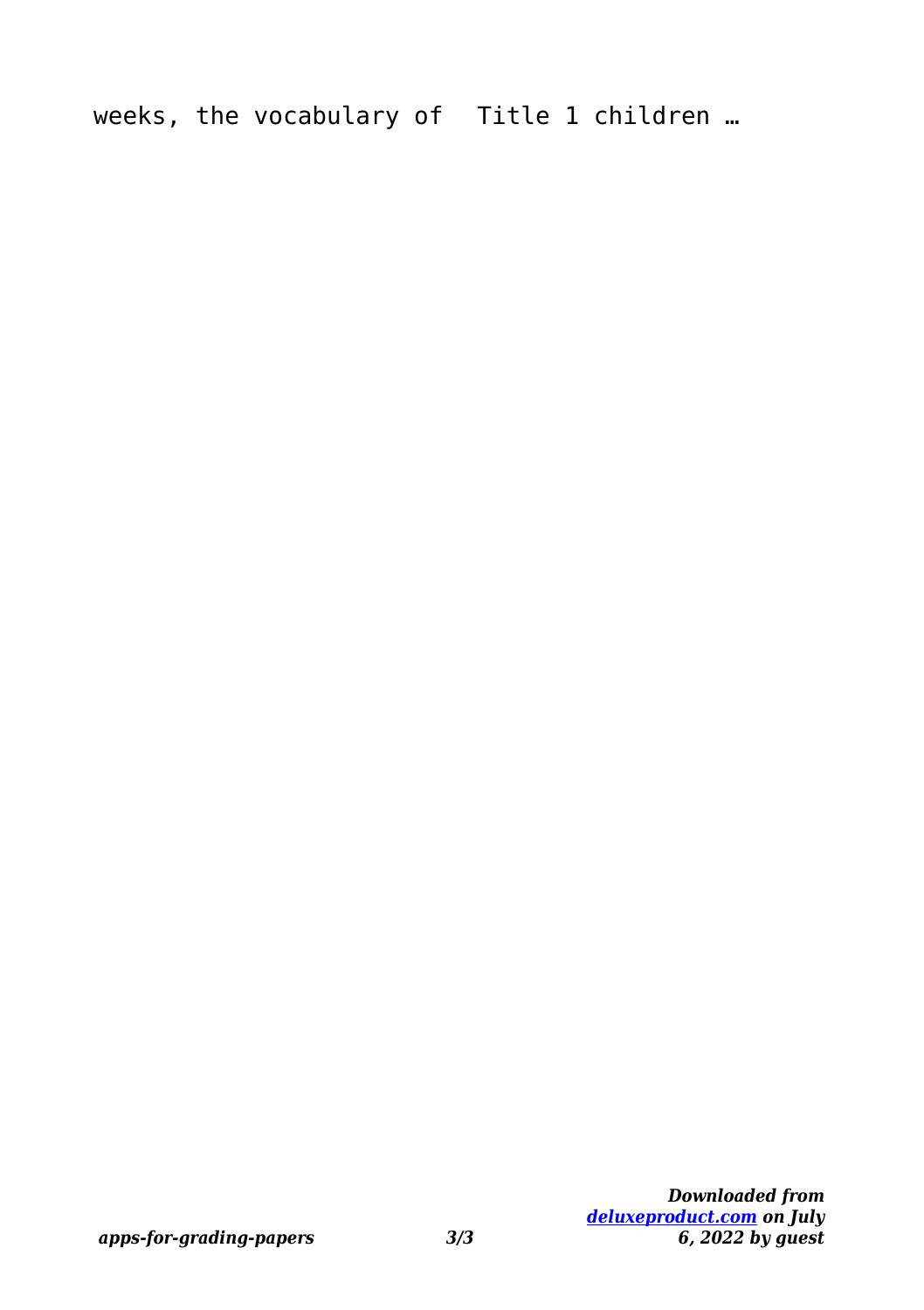weeks, the vocabulary of  Title 1 children …